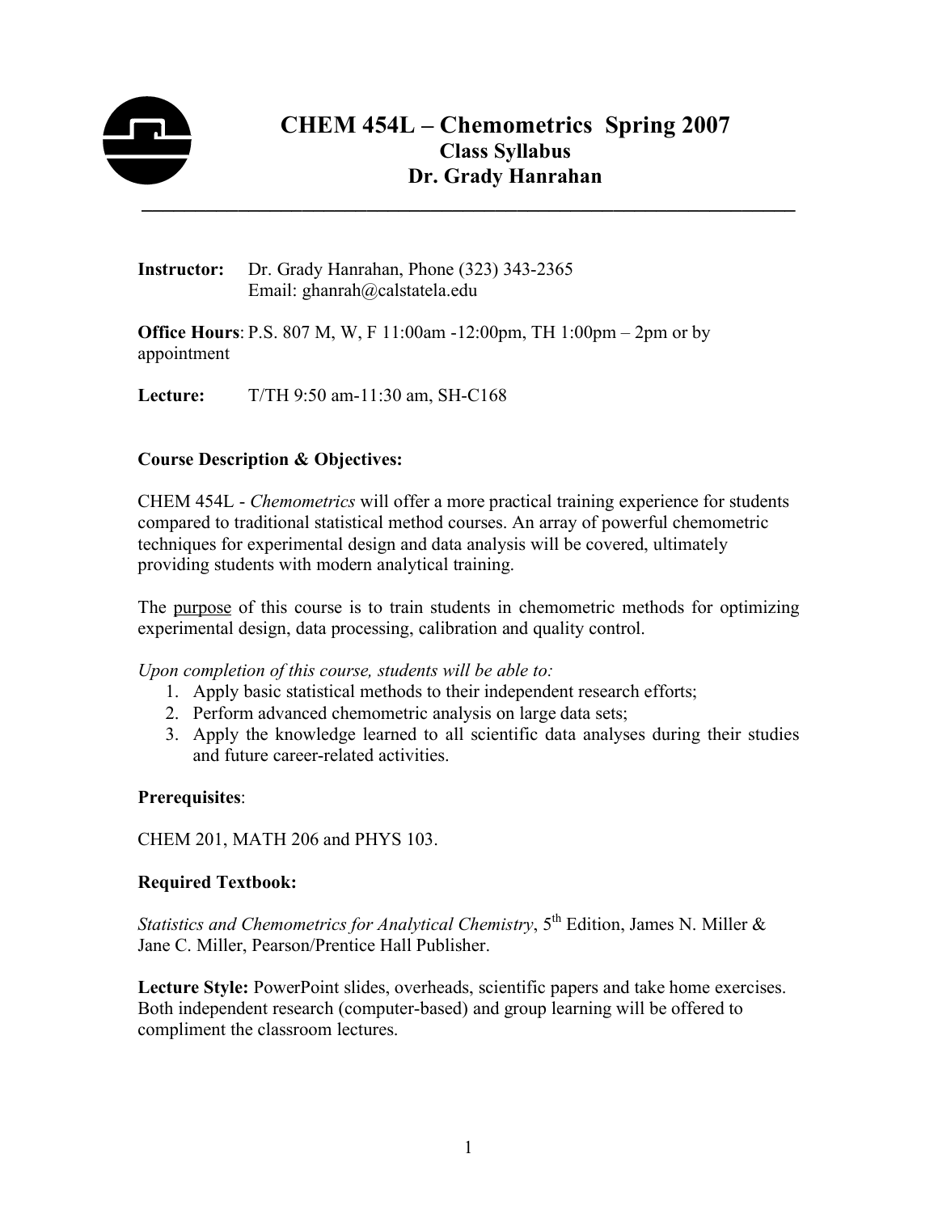# CHEM 454L – Chemometrics Spring 2007

## Class Syllabus

## Dr. Grady Hanrahan

**Instructor:** Dr. Grady Hanrahan, Phone (323) 343-2365
Email: ghanrah@calstatela.edu

**Office Hours**: P.S. 807 M, W, F 11:00am -12:00pm, TH 1:00pm – 2pm or by appointment

**Lecture:** T/TH 9:50 am-11:30 am, SH-C168

**Course Description & Objectives:**

CHEM 454L - *Chemometrics* will offer a more practical training experience for students compared to traditional statistical method courses. An array of powerful chemometric techniques for experimental design and data analysis will be covered, ultimately providing students with modern analytical training.

The purpose of this course is to train students in chemometric methods for optimizing experimental design, data processing, calibration and quality control.

*Upon completion of this course, students will be able to:*

1. Apply basic statistical methods to their independent research efforts;
2. Perform advanced chemometric analysis on large data sets;
3. Apply the knowledge learned to all scientific data analyses during their studies and future career-related activities.

**Prerequisites**:

CHEM 201, MATH 206 and PHYS 103.

**Required Textbook:**

*Statistics and Chemometrics for Analytical Chemistry*, 5th Edition, James N. Miller & Jane C. Miller, Pearson/Prentice Hall Publisher.

**Lecture Style:** PowerPoint slides, overheads, scientific papers and take home exercises. Both independent research (computer-based) and group learning will be offered to compliment the classroom lectures.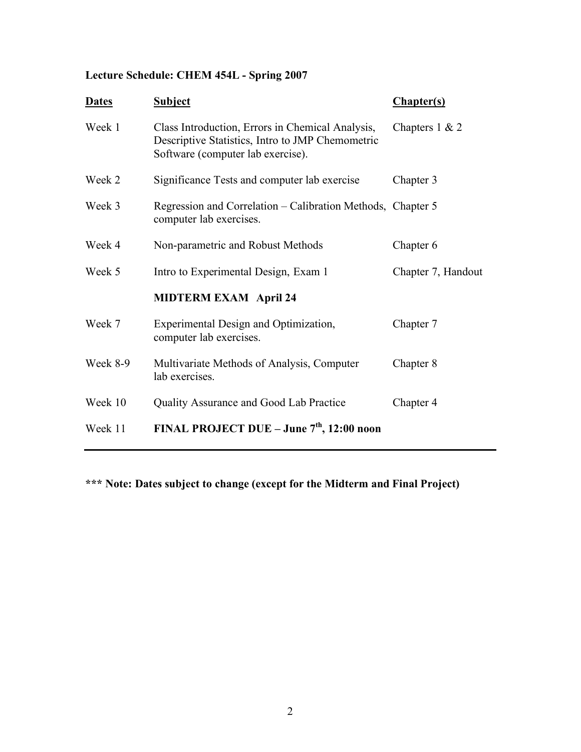**Lecture Schedule: CHEM 454L - Spring 2007**

| **Dates** | **Subject** | **Chapter(s)** |
|---|---|---|
| Week 1 | Class Introduction, Errors in Chemical Analysis, Descriptive Statistics, Intro to JMP Chemometric Software (computer lab exercise). | Chapters 1 & 2 |
| Week 2 | Significance Tests and computer lab exercise | Chapter 3 |
| Week 3 | Regression and Correlation – Calibration Methods, computer lab exercises. | Chapter 5 |
| Week 4 | Non-parametric and Robust Methods | Chapter 6 |
| Week 5 | Intro to Experimental Design, Exam 1 | Chapter 7, Handout |
| | **MIDTERM EXAM April 24** | |
| Week 7 | Experimental Design and Optimization, computer lab exercises. | Chapter 7 |
| Week 8-9 | Multivariate Methods of Analysis, Computer lab exercises. | Chapter 8 |
| Week 10 | Quality Assurance and Good Lab Practice | Chapter 4 |
| Week 11 | **FINAL PROJECT DUE – June 7th, 12:00 noon** | |

**\*\*\* Note: Dates subject to change (except for the Midterm and Final Project)**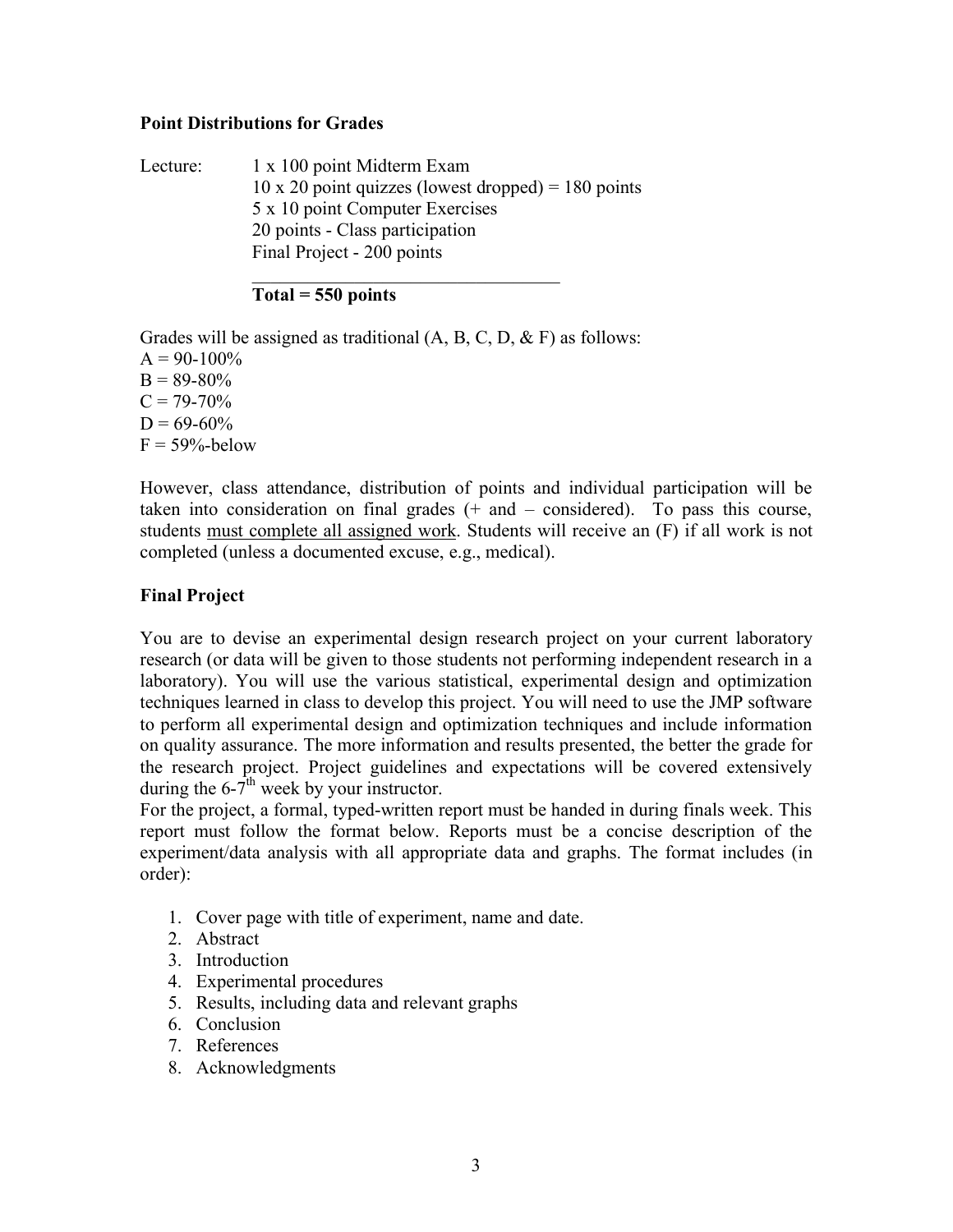**Point Distributions for Grades**

Lecture:
- 1 x 100 point Midterm Exam
- 10 x 20 point quizzes (lowest dropped) = 180 points
- 5 x 10 point Computer Exercises
- 20 points - Class participation
- Final Project - 200 points

**Total = 550 points**

Grades will be assigned as traditional (A, B, C, D, & F) as follows:
A = 90-100%
B = 89-80%
C = 79-70%
D = 69-60%
F = 59%-below

However, class attendance, distribution of points and individual participation will be taken into consideration on final grades (+ and – considered). To pass this course, students must complete all assigned work. Students will receive an (F) if all work is not completed (unless a documented excuse, e.g., medical).

**Final Project**

You are to devise an experimental design research project on your current laboratory research (or data will be given to those students not performing independent research in a laboratory). You will use the various statistical, experimental design and optimization techniques learned in class to develop this project. You will need to use the JMP software to perform all experimental design and optimization techniques and include information on quality assurance. The more information and results presented, the better the grade for the research project. Project guidelines and expectations will be covered extensively during the 6-7th week by your instructor.
For the project, a formal, typed-written report must be handed in during finals week. This report must follow the format below. Reports must be a concise description of the experiment/data analysis with all appropriate data and graphs. The format includes (in order):

1. Cover page with title of experiment, name and date.
2. Abstract
3. Introduction
4. Experimental procedures
5. Results, including data and relevant graphs
6. Conclusion
7. References
8. Acknowledgments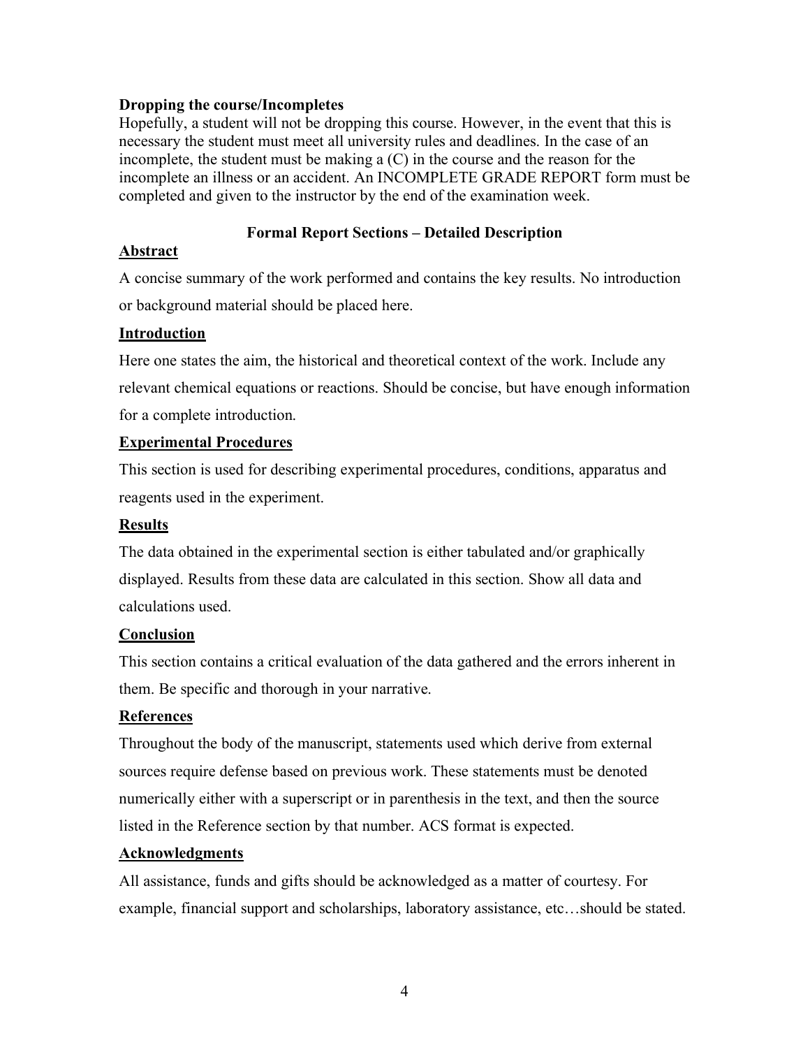**Dropping the course/Incompletes**

Hopefully, a student will not be dropping this course. However, in the event that this is necessary the student must meet all university rules and deadlines. In the case of an incomplete, the student must be making a (C) in the course and the reason for the incomplete an illness or an accident. An INCOMPLETE GRADE REPORT form must be completed and given to the instructor by the end of the examination week.

## Formal Report Sections – Detailed Description

### Abstract

A concise summary of the work performed and contains the key results. No introduction or background material should be placed here.

### Introduction

Here one states the aim, the historical and theoretical context of the work. Include any relevant chemical equations or reactions. Should be concise, but have enough information for a complete introduction.

### Experimental Procedures

This section is used for describing experimental procedures, conditions, apparatus and reagents used in the experiment.

### Results

The data obtained in the experimental section is either tabulated and/or graphically displayed. Results from these data are calculated in this section. Show all data and calculations used.

### Conclusion

This section contains a critical evaluation of the data gathered and the errors inherent in them. Be specific and thorough in your narrative.

### References

Throughout the body of the manuscript, statements used which derive from external sources require defense based on previous work. These statements must be denoted numerically either with a superscript or in parenthesis in the text, and then the source listed in the Reference section by that number. ACS format is expected.

### Acknowledgments

All assistance, funds and gifts should be acknowledged as a matter of courtesy. For example, financial support and scholarships, laboratory assistance, etc…should be stated.